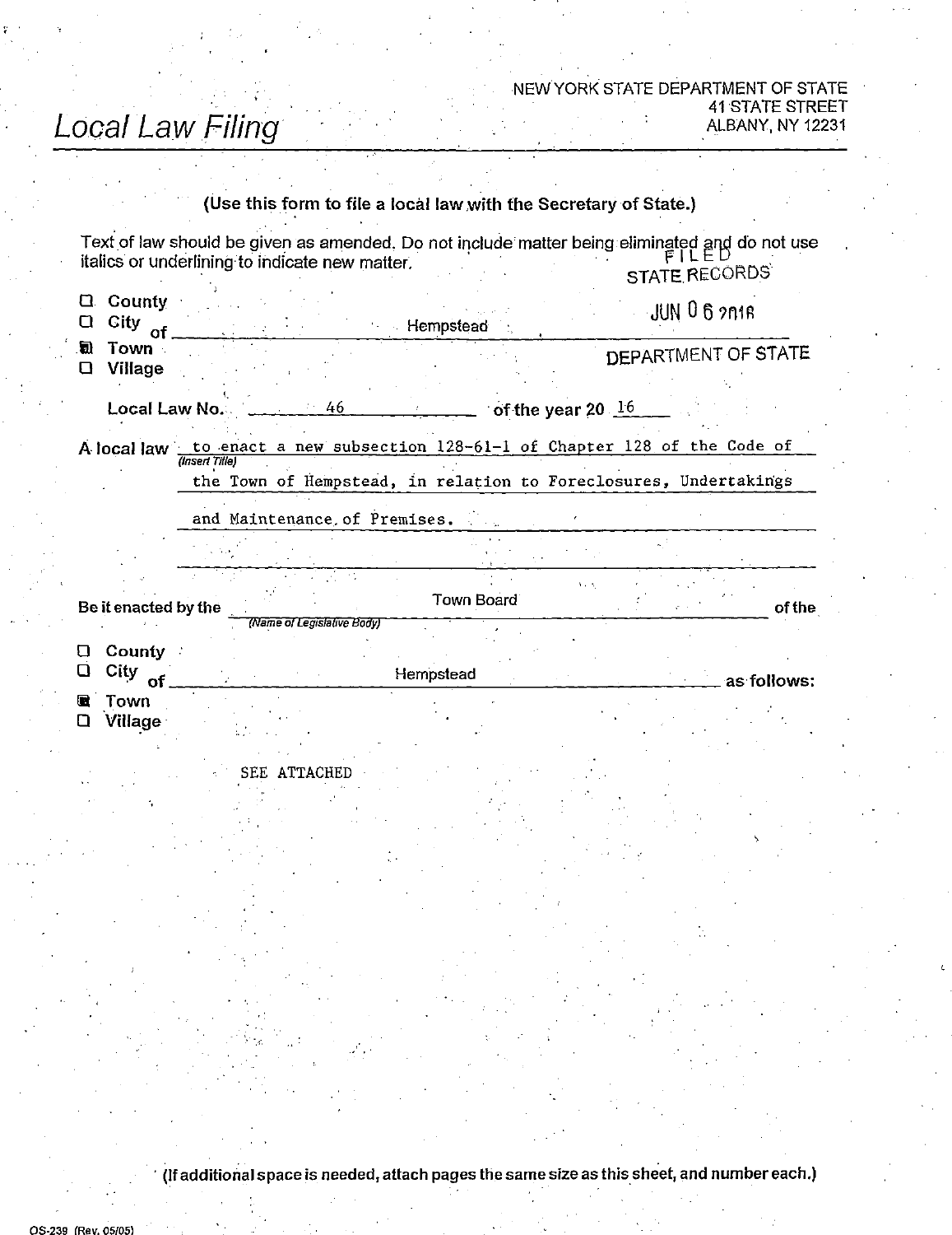NEW YORK STATE DEPARTMENT OF STATE
41 STATE STREET
ALBANY, NY 12231

# Local Law Filing

**(Use this form to file a local law with the Secretary of State.)**

Text of law should be given as amended. Do not include matter being eliminated and do not use italics or underlining to indicate new matter.

FILED
STATE RECORDS
JUN 06 2016
DEPARTMENT OF STATE

☐ County
☐ City
☒ Town
☐ Village

of Hempstead

Local Law No. 46 of the year 20 16

A local law *(Insert Title)* to enact a new subsection 128-61-1 of Chapter 128 of the Code of the Town of Hempstead, in relation to Foreclosures, Undertakings and Maintenance of Premises.

Be it enacted by the Town Board *(Name of Legislative Body)* of the

☐ County
☐ City
☒ Town
☐ Village

of Hempstead as follows:

SEE ATTACHED

(If additional space is needed, attach pages the same size as this sheet, and number each.)

OS-239 (Rev. 05/05)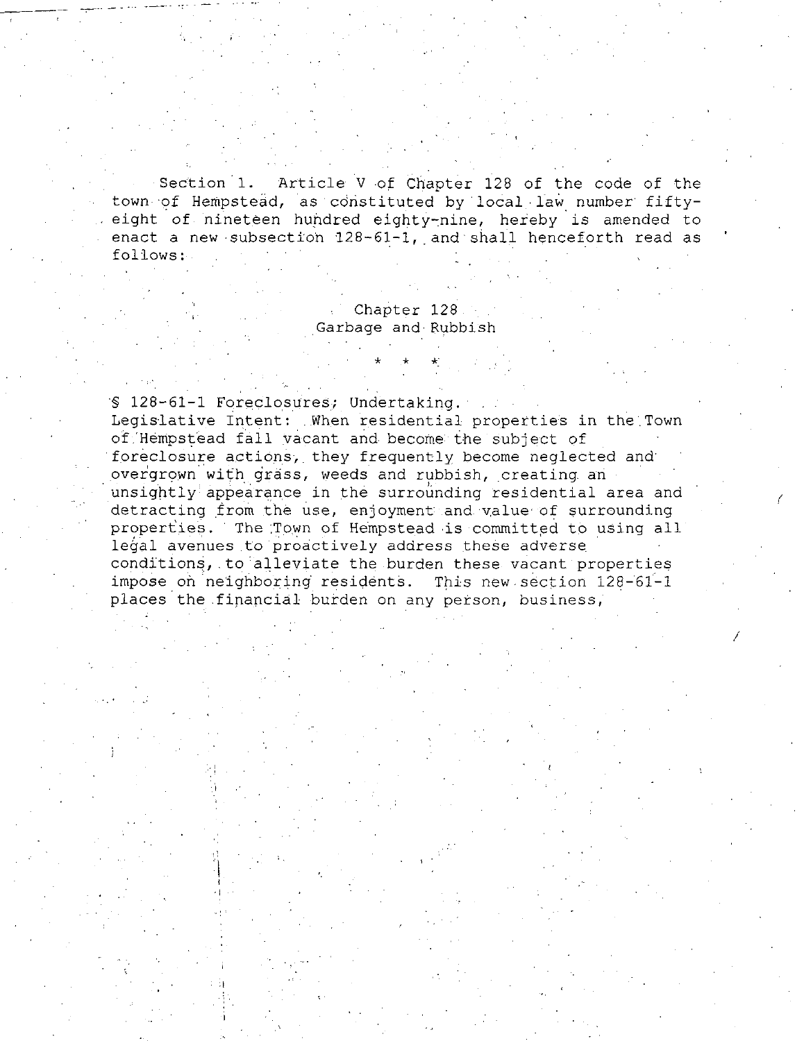Section 1. Article V of Chapter 128 of the code of the town of Hempstead, as constituted by local law number fifty-eight of nineteen hundred eighty-nine, hereby is amended to enact a new subsection 128-61-1, and shall henceforth read as follows:

Chapter 128
Garbage and Rubbish

\* \* \*

§ 128-61-1 Foreclosures; Undertaking.

Legislative Intent: When residential properties in the Town of Hempstead fall vacant and become the subject of foreclosure actions, they frequently become neglected and overgrown with grass, weeds and rubbish, creating an unsightly appearance in the surrounding residential area and detracting from the use, enjoyment and value of surrounding properties. The Town of Hempstead is committed to using all legal avenues to proactively address these adverse conditions, to alleviate the burden these vacant properties impose on neighboring residents. This new section 128-61-1 places the financial burden on any person, business,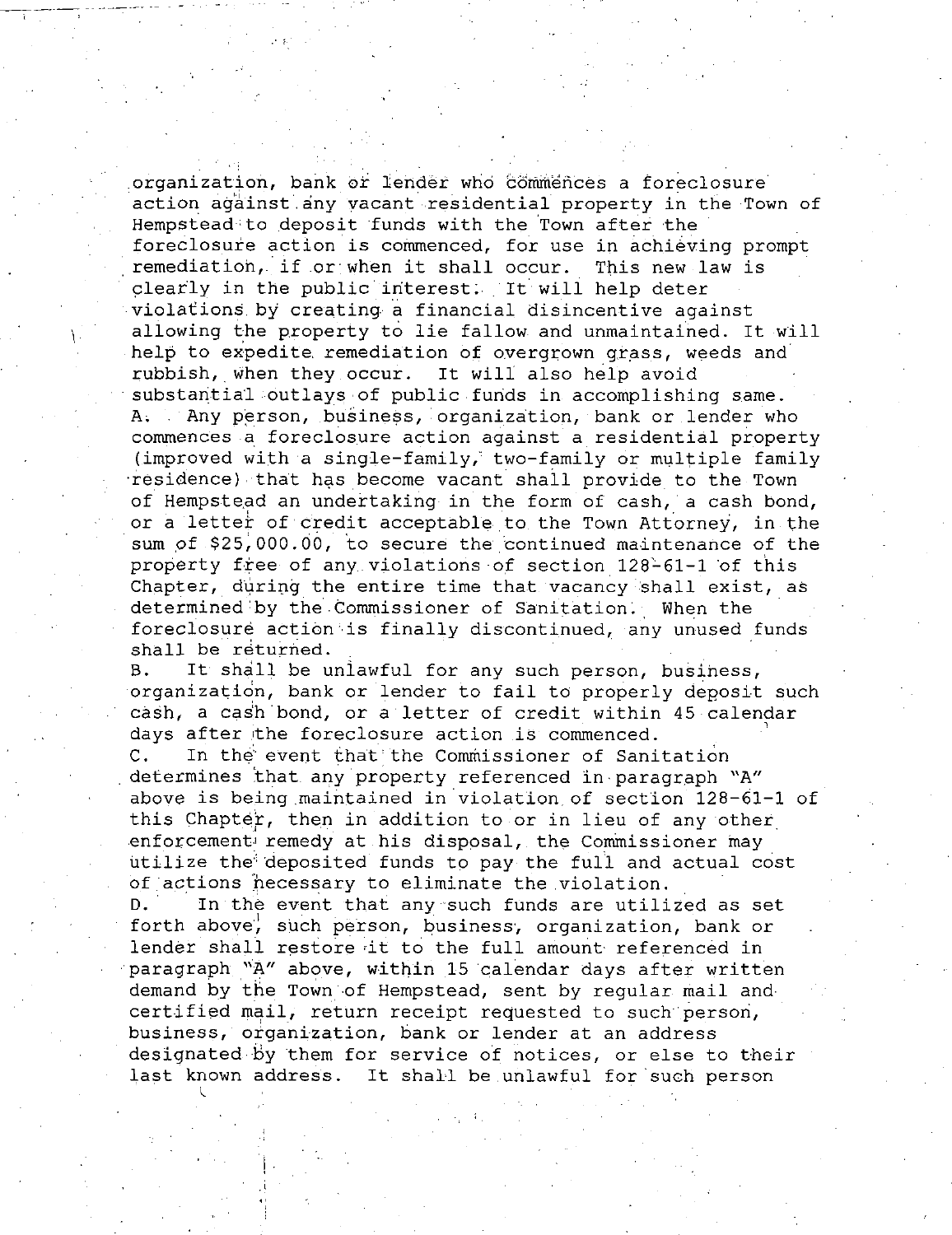organization, bank or lender who commences a foreclosure action against any vacant residential property in the Town of Hempstead to deposit funds with the Town after the foreclosure action is commenced, for use in achieving prompt remediation, if or when it shall occur. This new law is clearly in the public interest. It will help deter violations by creating a financial disincentive against allowing the property to lie fallow and unmaintained. It will help to expedite remediation of overgrown grass, weeds and rubbish, when they occur. It will also help avoid substantial outlays of public funds in accomplishing same.

A. Any person, business, organization, bank or lender who commences a foreclosure action against a residential property (improved with a single-family, two-family or multiple family residence) that has become vacant shall provide to the Town of Hempstead an undertaking in the form of cash, a cash bond, or a letter of credit acceptable to the Town Attorney, in the sum of $25,000.00, to secure the continued maintenance of the property free of any violations of section 128-61-1 of this Chapter, during the entire time that vacancy shall exist, as determined by the Commissioner of Sanitation. When the foreclosure action is finally discontinued, any unused funds shall be returned.

B. It shall be unlawful for any such person, business, organization, bank or lender to fail to properly deposit such cash, a cash bond, or a letter of credit within 45 calendar days after the foreclosure action is commenced.

C. In the event that the Commissioner of Sanitation determines that any property referenced in paragraph "A" above is being maintained in violation of section 128-61-1 of this Chapter, then in addition to or in lieu of any other enforcement remedy at his disposal, the Commissioner may utilize the deposited funds to pay the full and actual cost of actions necessary to eliminate the violation.

D. In the event that any such funds are utilized as set forth above, such person, business, organization, bank or lender shall restore it to the full amount referenced in paragraph "A" above, within 15 calendar days after written demand by the Town of Hempstead, sent by regular mail and certified mail, return receipt requested to such person, business, organization, bank or lender at an address designated by them for service of notices, or else to their last known address. It shall be unlawful for such person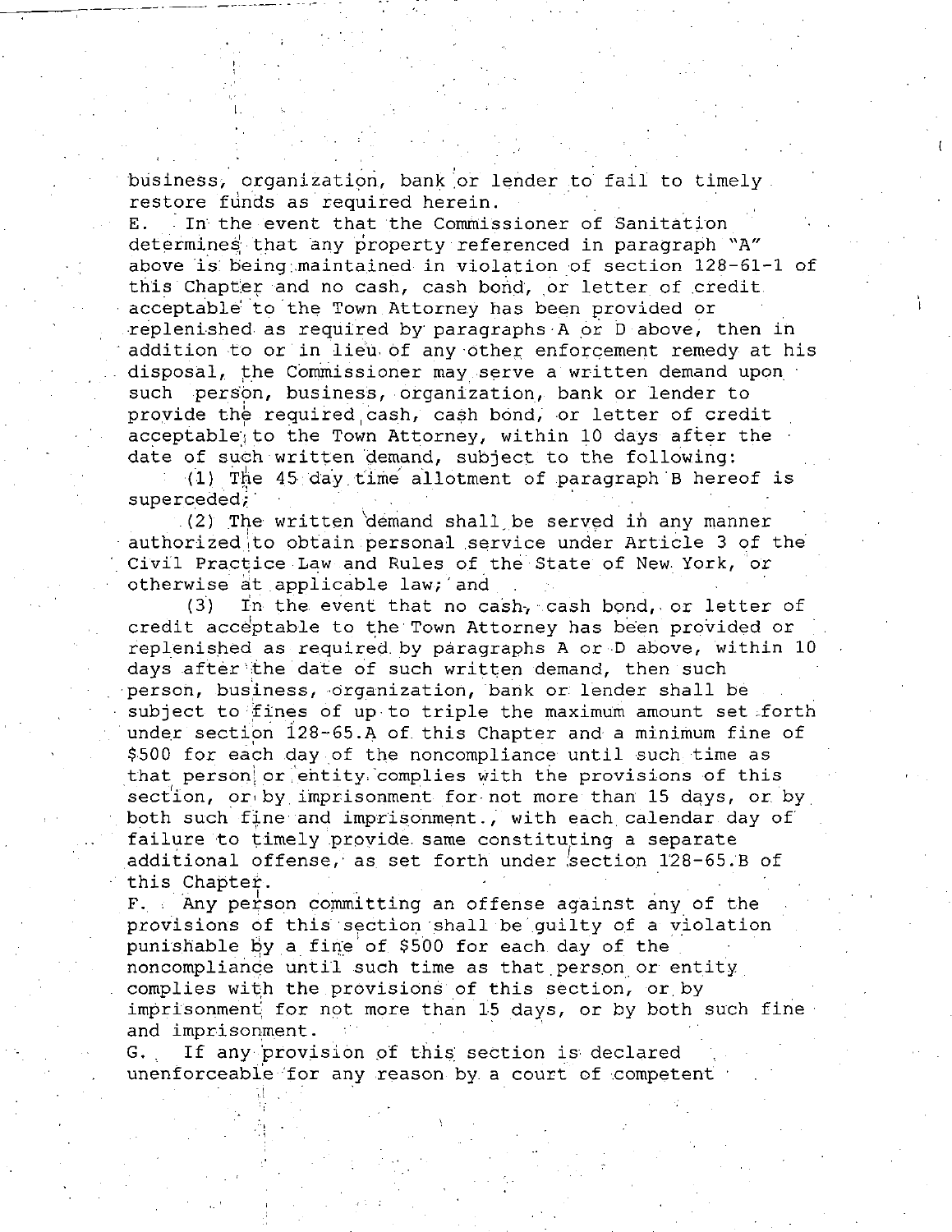business, organization, bank or lender to fail to timely restore funds as required herein.

E. In the event that the Commissioner of Sanitation determines that any property referenced in paragraph "A" above is being maintained in violation of section 128-61-1 of this Chapter and no cash, cash bond, or letter of credit acceptable to the Town Attorney has been provided or replenished as required by paragraphs A or D above, then in addition to or in lieu of any other enforcement remedy at his disposal, the Commissioner may serve a written demand upon such person, business, organization, bank or lender to provide the required cash, cash bond, or letter of credit acceptable to the Town Attorney, within 10 days after the date of such written demand, subject to the following:

(1) The 45 day time allotment of paragraph B hereof is superceded;

(2) The written demand shall be served in any manner authorized to obtain personal service under Article 3 of the Civil Practice Law and Rules of the State of New York, or otherwise at applicable law; and

(3) In the event that no cash, cash bond, or letter of credit acceptable to the Town Attorney has been provided or replenished as required by paragraphs A or D above, within 10 days after the date of such written demand, then such person, business, organization, bank or lender shall be subject to fines of up to triple the maximum amount set forth under section 128-65.A of this Chapter and a minimum fine of $500 for each day of the noncompliance until such time as that person or entity complies with the provisions of this section, or by imprisonment for not more than 15 days, or by both such fine and imprisonment., with each calendar day of failure to timely provide same constituting a separate additional offense, as set forth under section 128-65.B of this Chapter.

F. Any person committing an offense against any of the provisions of this section shall be guilty of a violation punishable by a fine of $500 for each day of the noncompliance until such time as that person or entity complies with the provisions of this section, or by imprisonment for not more than 15 days, or by both such fine and imprisonment.

G. If any provision of this section is declared unenforceable for any reason by a court of competent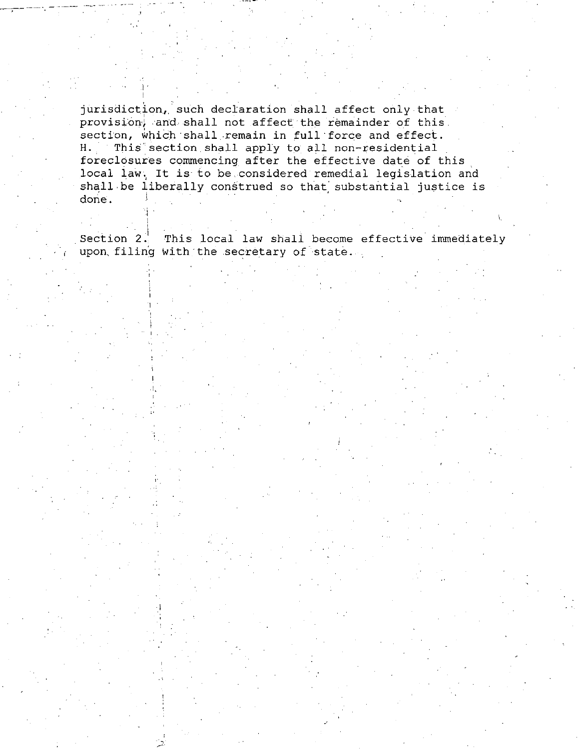jurisdiction, such declaration shall affect only that provision, and shall not affect the remainder of this section, which shall remain in full force and effect.

H. This section shall apply to all non-residential foreclosures commencing after the effective date of this local law. It is to be considered remedial legislation and shall be liberally construed so that substantial justice is done.

Section 2. This local law shall become effective immediately upon filing with the secretary of state.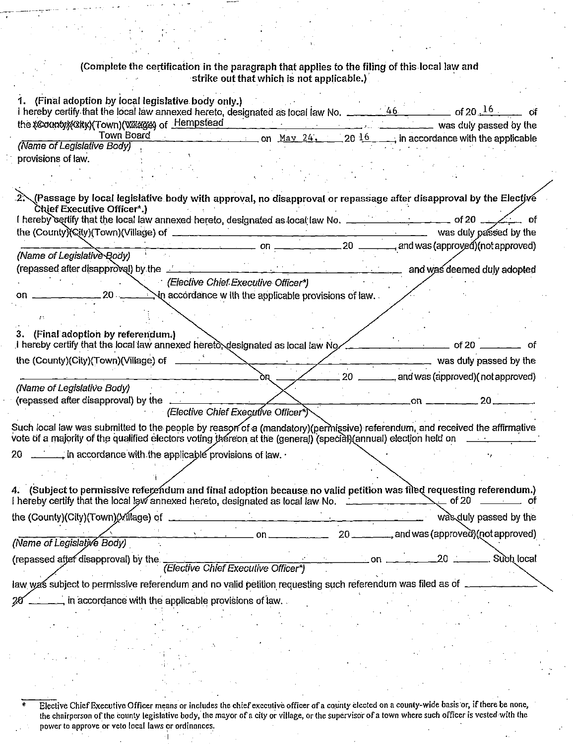(Complete the certification in the paragraph that applies to the filing of this local law and strike out that which is not applicable.)

1. (Final adoption by local legislative body only.)
I hereby certify that the local law annexed hereto, designated as local law No. ____46____ of 20 16 of the ~~(County)(City)~~(Town)~~(Village)~~ of Hempstead ____________ was duly passed by the Town Board on May 24, 20 16, in accordance with the applicable *(Name of Legislative Body)* provisions of law.

~~2. (Passage by local legislative body with approval, no disapproval or repassage after disapproval by the Elective Chief Executive Officer*.)~~
~~I hereby certify that the local law annexed hereto, designated as local law No. ________ of 20 ____ of the (County)(City)(Town)(Village) of ____________ was duly passed by the ____________ on ________ 20 ____, and was (approved)(not approved)~~
~~*(Name of Legislative Body)*~~
~~(repassed after disapproval) by the ____________ and was deemed duly adopted~~
~~*(Elective Chief Executive Officer*)*~~
~~on ________ 20 ____, in accordance with the applicable provisions of law.~~

~~3. (Final adoption by referendum.)~~
~~I hereby certify that the local law annexed hereto, designated as local law No. ________ of 20 ____ of the (County)(City)(Town)(Village) of ____________ was duly passed by the ____________ on ________ 20 ____, and was (approved)(not approved)~~
~~*(Name of Legislative Body)*~~
~~(repassed after disapproval) by the ____________ on ________ 20____.~~
~~*(Elective Chief Executive Officer*)*~~
~~Such local law was submitted to the people by reason of a (mandatory)(permissive) referendum, and received the affirmative vote of a majority of the qualified electors voting thereon at the (general) (special)(annual) election held on ________ 20 ____, in accordance with the applicable provisions of law.~~

~~4. (Subject to permissive referendum and final adoption because no valid petition was filed requesting referendum.)~~
~~I hereby certify that the local law annexed hereto, designated as local law No. ________ of 20 ____ of the (County)(City)(Town)(Village) of ____________ was duly passed by the ____________ on ________ 20 ____, and was (approved)(not approved)~~
~~*(Name of Legislative Body)*~~
~~(repassed after disapproval) by the ____________ on ________ 20 ____. Such local~~
~~*(Elective Chief Executive Officer*)*~~
~~law was subject to permissive referendum and no valid petition requesting such referendum was filed as of ________ 20 ____, in accordance with the applicable provisions of law.~~

\* Elective Chief Executive Officer means or includes the chief executive officer of a county elected on a county-wide basis or, if there be none, the chairperson of the county legislative body, the mayor of a city or village, or the supervisor of a town where such officer is vested with the power to approve or veto local laws or ordinances.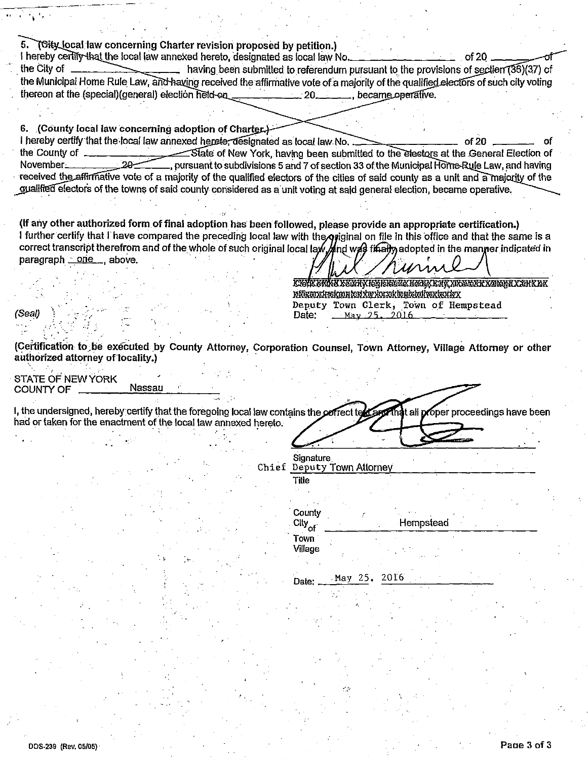5. (City local law concerning Charter revision proposed by petition.)

I hereby certify that the local law annexed hereto, designated as local law No. ____________ of 20 ______ of the City of ____________ having been submitted to referendum pursuant to the provisions of section (36)(37) of the Municipal Home Rule Law, and having received the affirmative vote of a majority of the qualified electors of such city voting thereon at the (special)(general) election held on ____________ 20______, became operative.

6. (County local law concerning adoption of Charter.)

I hereby certify that the local law annexed hereto, designated as local law No. ____________ of 20 ______ of the County of ____________ State of New York, having been submitted to the electors at the General Election of November ______ 20______, pursuant to subdivisions 5 and 7 of section 33 of the Municipal Home Rule Law, and having received the affirmative vote of a majority of the qualified electors of the cities of said county as a unit and a majority of the qualified electors of the towns of said county considered as a unit voting at said general election, became operative.

**(If any other authorized form of final adoption has been followed, please provide an appropriate certification.)**

I further certify that I have compared the preceding local law with the original on file in this office and that the same is a correct transcript therefrom and of the whole of such original local law, and was finally adopted in the manner indicated in paragraph one, above.

Deputy Town Clerk, Town of Hempstead

Date: May 25, 2016

*(Seal)*

**(Certification to be executed by County Attorney, Corporation Counsel, Town Attorney, Village Attorney or other authorized attorney of locality.)**

STATE OF NEW YORK
COUNTY OF Nassau

I, the undersigned, hereby certify that the foregoing local law contains the correct text and that all proper proceedings have been had or taken for the enactment of the local law annexed hereto.

Signature

Chief Deputy Town Attorney

Title

County / City / Town / Village of Hempstead

Date: May 25, 2016

DOS-239 (Rev. 05/05)